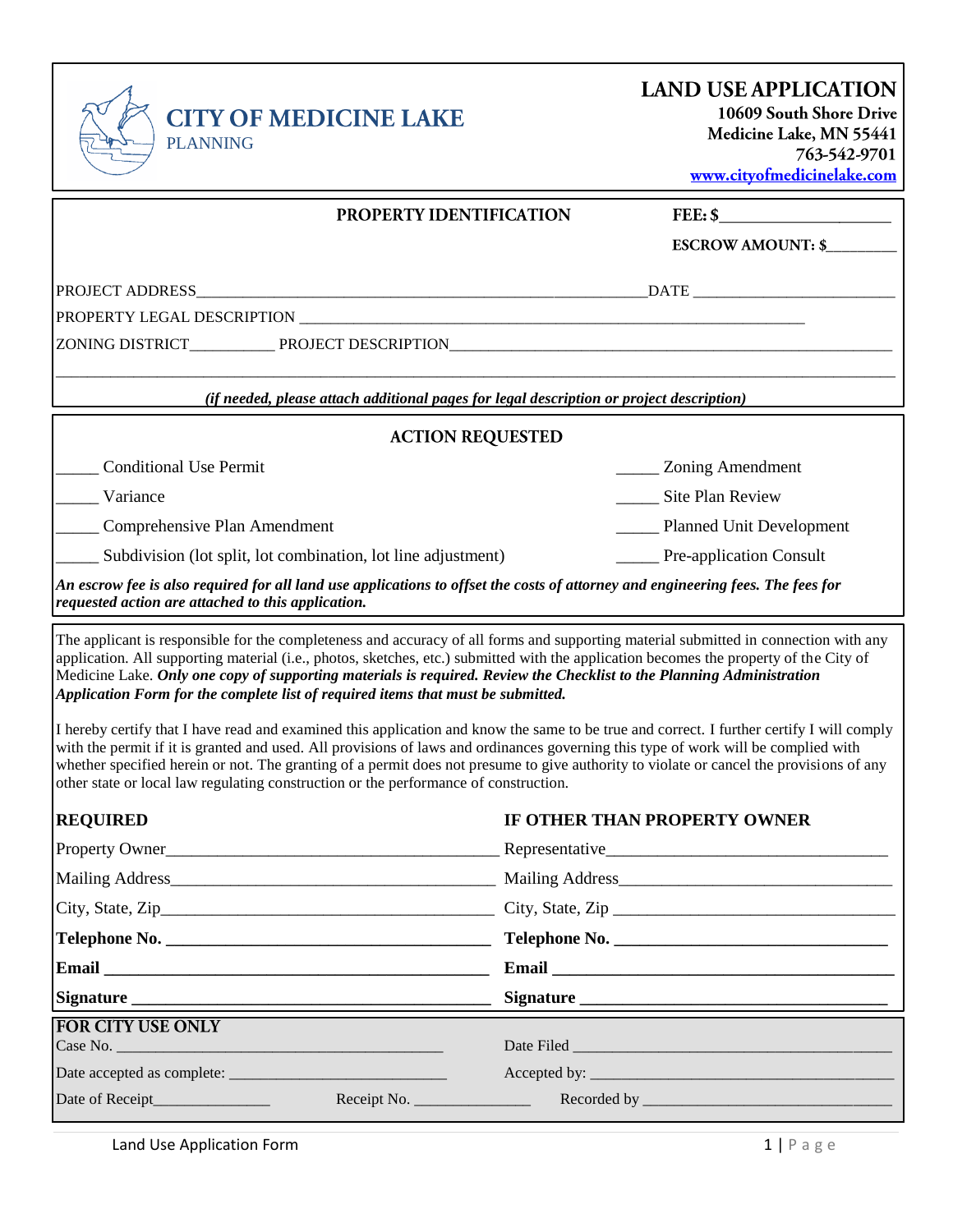# CITY OF MEDICINE LAKE
PLANNING

## LAND USE APPLICATION

**10609 South Shore Drive**
**Medicine Lake, MN 55441**
**763-542-9701**
**www.cityofmedicinelake.com**

### PROPERTY IDENTIFICATION

**FEE: $**____________________

**ESCROW AMOUNT: $**________

PROJECT ADDRESS__________________________________________________________DATE __________________________

PROPERTY LEGAL DESCRIPTION ______________________________________________________________________

ZONING DISTRICT__________ PROJECT DESCRIPTION_______________________________________________________________

_____________________________________________________________________________________________________

***(if needed, please attach additional pages for legal description or project description)***

### ACTION REQUESTED

_____ Conditional Use Permit

_____ Variance

_____ Comprehensive Plan Amendment

_____ Subdivision (lot split, lot combination, lot line adjustment)

_____ Zoning Amendment

_____ Site Plan Review

_____ Planned Unit Development

_____ Pre-application Consult

***An escrow fee is also required for all land use applications to offset the costs of attorney and engineering fees. The fees for requested action are attached to this application.***

The applicant is responsible for the completeness and accuracy of all forms and supporting material submitted in connection with any application. All supporting material (i.e., photos, sketches, etc.) submitted with the application becomes the property of the City of Medicine Lake. ***Only one copy of supporting materials is required. Review the Checklist to the Planning Administration Application Form for the complete list of required items that must be submitted.***

I hereby certify that I have read and examined this application and know the same to be true and correct. I further certify I will comply with the permit if it is granted and used. All provisions of laws and ordinances governing this type of work will be complied with whether specified herein or not. The granting of a permit does not presume to give authority to violate or cancel the provisions of any other state or local law regulating construction or the performance of construction.

| **REQUIRED** | **IF OTHER THAN PROPERTY OWNER** |
|---|---|
| Property Owner_______________________________________ | Representative_________________________________ |
| Mailing Address______________________________________ | Mailing Address________________________________ |
| City, State, Zip______________________________________ | City, State, Zip ________________________________ |
| **Telephone No. ______________________________________** | **Telephone No. ______________________________** |
| **Email ____________________________________________** | **Email ______________________________________** |
| **Signature _________________________________________** | **Signature ___________________________________** |

**FOR CITY USE ONLY**

Case No. ________________________________________ Date Filed ________________________________________

Date accepted as complete: ___________________________ Accepted by: _____________________________________

Date of Receipt_______________ Receipt No. _______________ Recorded by _______________________________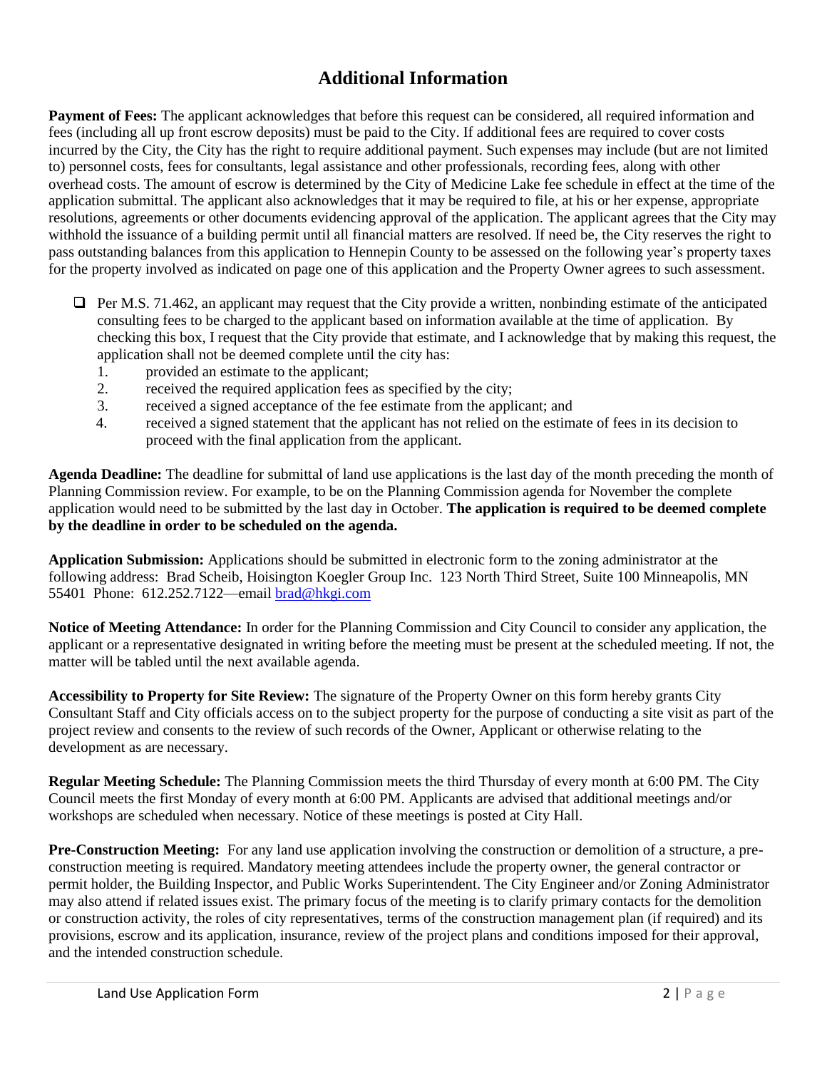# Additional Information

**Payment of Fees:** The applicant acknowledges that before this request can be considered, all required information and fees (including all up front escrow deposits) must be paid to the City. If additional fees are required to cover costs incurred by the City, the City has the right to require additional payment. Such expenses may include (but are not limited to) personnel costs, fees for consultants, legal assistance and other professionals, recording fees, along with other overhead costs. The amount of escrow is determined by the City of Medicine Lake fee schedule in effect at the time of the application submittal. The applicant also acknowledges that it may be required to file, at his or her expense, appropriate resolutions, agreements or other documents evidencing approval of the application. The applicant agrees that the City may withhold the issuance of a building permit until all financial matters are resolved. If need be, the City reserves the right to pass outstanding balances from this application to Hennepin County to be assessed on the following year's property taxes for the property involved as indicated on page one of this application and the Property Owner agrees to such assessment.

- ☐ Per M.S. 71.462, an applicant may request that the City provide a written, nonbinding estimate of the anticipated consulting fees to be charged to the applicant based on information available at the time of application. By checking this box, I request that the City provide that estimate, and I acknowledge that by making this request, the application shall not be deemed complete until the city has:
  1. provided an estimate to the applicant;
  2. received the required application fees as specified by the city;
  3. received a signed acceptance of the fee estimate from the applicant; and
  4. received a signed statement that the applicant has not relied on the estimate of fees in its decision to proceed with the final application from the applicant.

**Agenda Deadline:** The deadline for submittal of land use applications is the last day of the month preceding the month of Planning Commission review. For example, to be on the Planning Commission agenda for November the complete application would need to be submitted by the last day in October. **The application is required to be deemed complete by the deadline in order to be scheduled on the agenda.**

**Application Submission:** Applications should be submitted in electronic form to the zoning administrator at the following address: Brad Scheib, Hoisington Koegler Group Inc. 123 North Third Street, Suite 100 Minneapolis, MN 55401 Phone: 612.252.7122—email brad@hkgi.com

**Notice of Meeting Attendance:** In order for the Planning Commission and City Council to consider any application, the applicant or a representative designated in writing before the meeting must be present at the scheduled meeting. If not, the matter will be tabled until the next available agenda.

**Accessibility to Property for Site Review:** The signature of the Property Owner on this form hereby grants City Consultant Staff and City officials access on to the subject property for the purpose of conducting a site visit as part of the project review and consents to the review of such records of the Owner, Applicant or otherwise relating to the development as are necessary.

**Regular Meeting Schedule:** The Planning Commission meets the third Thursday of every month at 6:00 PM. The City Council meets the first Monday of every month at 6:00 PM. Applicants are advised that additional meetings and/or workshops are scheduled when necessary. Notice of these meetings is posted at City Hall.

**Pre-Construction Meeting:** For any land use application involving the construction or demolition of a structure, a pre-construction meeting is required. Mandatory meeting attendees include the property owner, the general contractor or permit holder, the Building Inspector, and Public Works Superintendent. The City Engineer and/or Zoning Administrator may also attend if related issues exist. The primary focus of the meeting is to clarify primary contacts for the demolition or construction activity, the roles of city representatives, terms of the construction management plan (if required) and its provisions, escrow and its application, insurance, review of the project plans and conditions imposed for their approval, and the intended construction schedule.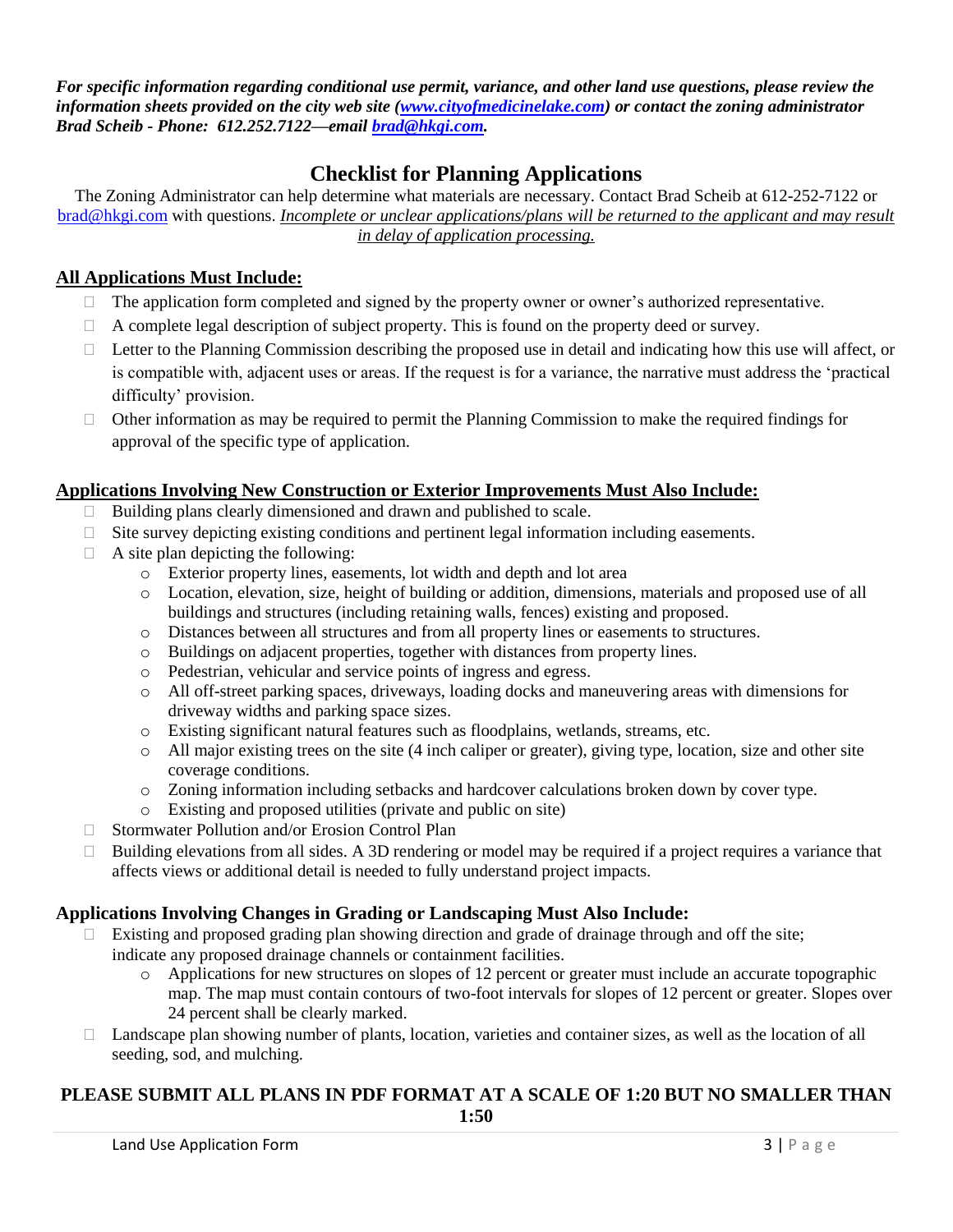***For specific information regarding conditional use permit, variance, and other land use questions, please review the information sheets provided on the city web site ([www.cityofmedicinelake.com](http://www.cityofmedicinelake.com)) or contact the zoning administrator Brad Scheib - Phone: 612.252.7122—email [brad@hkgi.com](mailto:brad@hkgi.com).***

# Checklist for Planning Applications

The Zoning Administrator can help determine what materials are necessary. Contact Brad Scheib at 612-252-7122 or [brad@hkgi.com](mailto:brad@hkgi.com) with questions. *Incomplete or unclear applications/plans will be returned to the applicant and may result in delay of application processing.*

## All Applications Must Include:

- ☐ The application form completed and signed by the property owner or owner's authorized representative.
- ☐ A complete legal description of subject property. This is found on the property deed or survey.
- ☐ Letter to the Planning Commission describing the proposed use in detail and indicating how this use will affect, or is compatible with, adjacent uses or areas. If the request is for a variance, the narrative must address the 'practical difficulty' provision.
- ☐ Other information as may be required to permit the Planning Commission to make the required findings for approval of the specific type of application.

## Applications Involving New Construction or Exterior Improvements Must Also Include:

- ☐ Building plans clearly dimensioned and drawn and published to scale.
- ☐ Site survey depicting existing conditions and pertinent legal information including easements.
- ☐ A site plan depicting the following:
  - Exterior property lines, easements, lot width and depth and lot area
  - Location, elevation, size, height of building or addition, dimensions, materials and proposed use of all buildings and structures (including retaining walls, fences) existing and proposed.
  - Distances between all structures and from all property lines or easements to structures.
  - Buildings on adjacent properties, together with distances from property lines.
  - Pedestrian, vehicular and service points of ingress and egress.
  - All off-street parking spaces, driveways, loading docks and maneuvering areas with dimensions for driveway widths and parking space sizes.
  - Existing significant natural features such as floodplains, wetlands, streams, etc.
  - All major existing trees on the site (4 inch caliper or greater), giving type, location, size and other site coverage conditions.
  - Zoning information including setbacks and hardcover calculations broken down by cover type.
  - Existing and proposed utilities (private and public on site)
- ☐ Stormwater Pollution and/or Erosion Control Plan
- ☐ Building elevations from all sides. A 3D rendering or model may be required if a project requires a variance that affects views or additional detail is needed to fully understand project impacts.

## Applications Involving Changes in Grading or Landscaping Must Also Include:

- ☐ Existing and proposed grading plan showing direction and grade of drainage through and off the site; indicate any proposed drainage channels or containment facilities.
  - Applications for new structures on slopes of 12 percent or greater must include an accurate topographic map. The map must contain contours of two-foot intervals for slopes of 12 percent or greater. Slopes over 24 percent shall be clearly marked.
- ☐ Landscape plan showing number of plants, location, varieties and container sizes, as well as the location of all seeding, sod, and mulching.

**PLEASE SUBMIT ALL PLANS IN PDF FORMAT AT A SCALE OF 1:20 BUT NO SMALLER THAN 1:50**